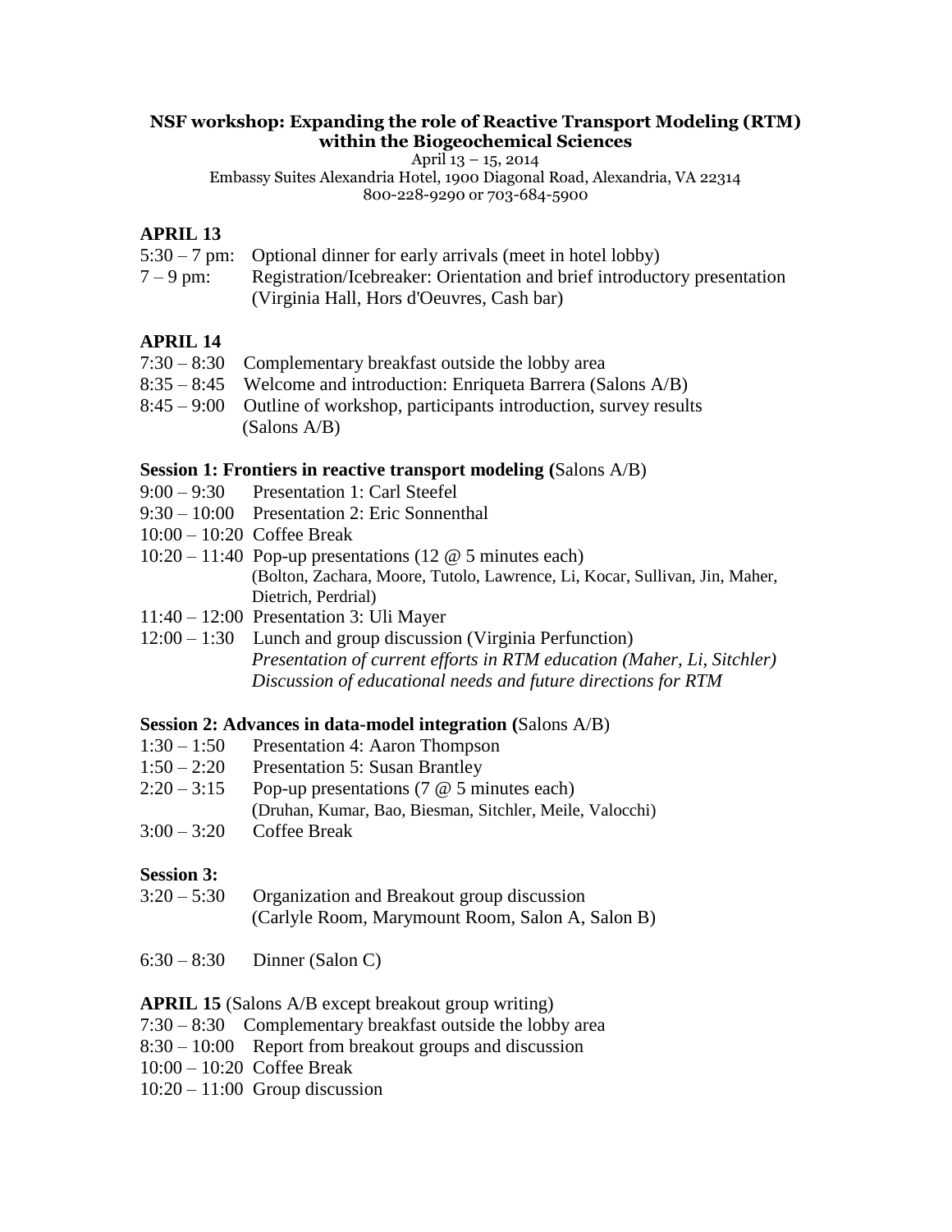**NSF workshop: Expanding the role of Reactive Transport Modeling (RTM) within the Biogeochemical Sciences**

April 13 – 15, 2014

Embassy Suites Alexandria Hotel, 1900 Diagonal Road, Alexandria, VA 22314

800-228-9290 or 703-684-5900

## APRIL 13

5:30 – 7 pm: Optional dinner for early arrivals (meet in hotel lobby)

7 – 9 pm: Registration/Icebreaker: Orientation and brief introductory presentation (Virginia Hall, Hors d'Oeuvres, Cash bar)

## APRIL 14

7:30 – 8:30 Complementary breakfast outside the lobby area

8:35 – 8:45 Welcome and introduction: Enriqueta Barrera (Salons A/B)

8:45 – 9:00 Outline of workshop, participants introduction, survey results (Salons A/B)

### Session 1: Frontiers in reactive transport modeling (Salons A/B)

9:00 – 9:30 Presentation 1: Carl Steefel

9:30 – 10:00 Presentation 2: Eric Sonnenthal

10:00 – 10:20 Coffee Break

10:20 – 11:40 Pop-up presentations (12 @ 5 minutes each)
(Bolton, Zachara, Moore, Tutolo, Lawrence, Li, Kocar, Sullivan, Jin, Maher, Dietrich, Perdrial)

11:40 – 12:00 Presentation 3: Uli Mayer

12:00 – 1:30 Lunch and group discussion (Virginia Perfunction)
*Presentation of current efforts in RTM education (Maher, Li, Sitchler)*
*Discussion of educational needs and future directions for RTM*

### Session 2: Advances in data-model integration (Salons A/B)

1:30 – 1:50 Presentation 4: Aaron Thompson

1:50 – 2:20 Presentation 5: Susan Brantley

2:20 – 3:15 Pop-up presentations (7 @ 5 minutes each)
(Druhan, Kumar, Bao, Biesman, Sitchler, Meile, Valocchi)

3:00 – 3:20 Coffee Break

### Session 3:

3:20 – 5:30 Organization and Breakout group discussion
(Carlyle Room, Marymount Room, Salon A, Salon B)

6:30 – 8:30 Dinner (Salon C)

## APRIL 15 (Salons A/B except breakout group writing)

7:30 – 8:30 Complementary breakfast outside the lobby area

8:30 – 10:00 Report from breakout groups and discussion

10:00 – 10:20 Coffee Break

10:20 – 11:00 Group discussion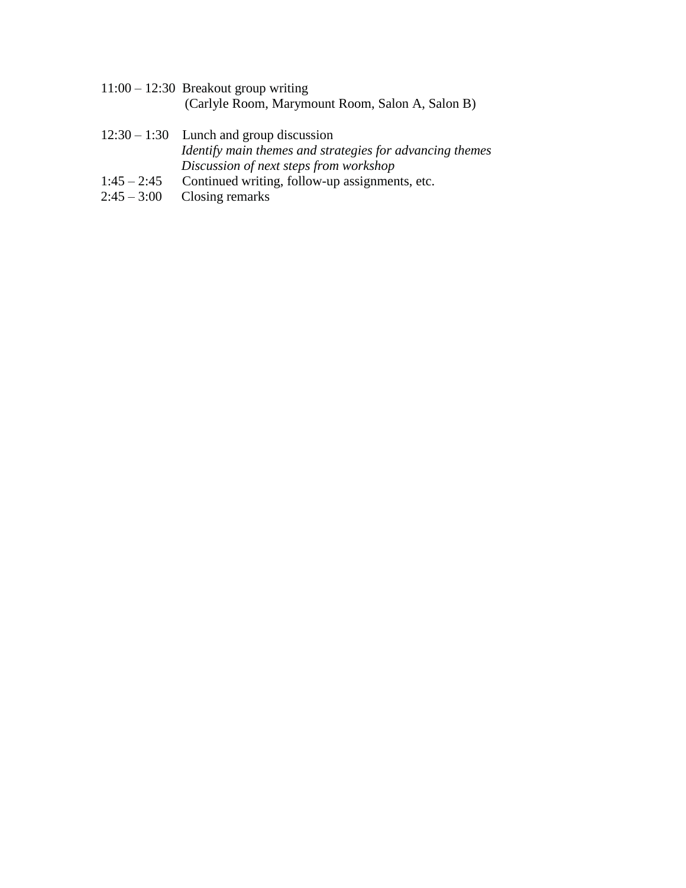11:00 – 12:30 Breakout group writing
(Carlyle Room, Marymount Room, Salon A, Salon B)

12:30 – 1:30 Lunch and group discussion
*Identify main themes and strategies for advancing themes*
*Discussion of next steps from workshop*

1:45 – 2:45 Continued writing, follow-up assignments, etc.

2:45 – 3:00 Closing remarks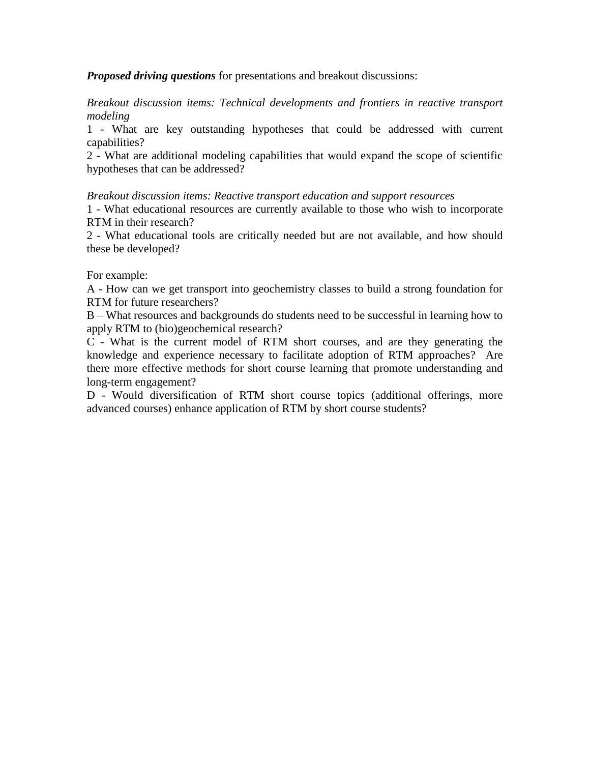***Proposed driving questions*** for presentations and breakout discussions:

*Breakout discussion items: Technical developments and frontiers in reactive transport modeling*

1 - What are key outstanding hypotheses that could be addressed with current capabilities?

2 - What are additional modeling capabilities that would expand the scope of scientific hypotheses that can be addressed?

*Breakout discussion items: Reactive transport education and support resources*

1 - What educational resources are currently available to those who wish to incorporate RTM in their research?

2 - What educational tools are critically needed but are not available, and how should these be developed?

For example:

A - How can we get transport into geochemistry classes to build a strong foundation for RTM for future researchers?

B – What resources and backgrounds do students need to be successful in learning how to apply RTM to (bio)geochemical research?

C - What is the current model of RTM short courses, and are they generating the knowledge and experience necessary to facilitate adoption of RTM approaches? Are there more effective methods for short course learning that promote understanding and long-term engagement?

D - Would diversification of RTM short course topics (additional offerings, more advanced courses) enhance application of RTM by short course students?